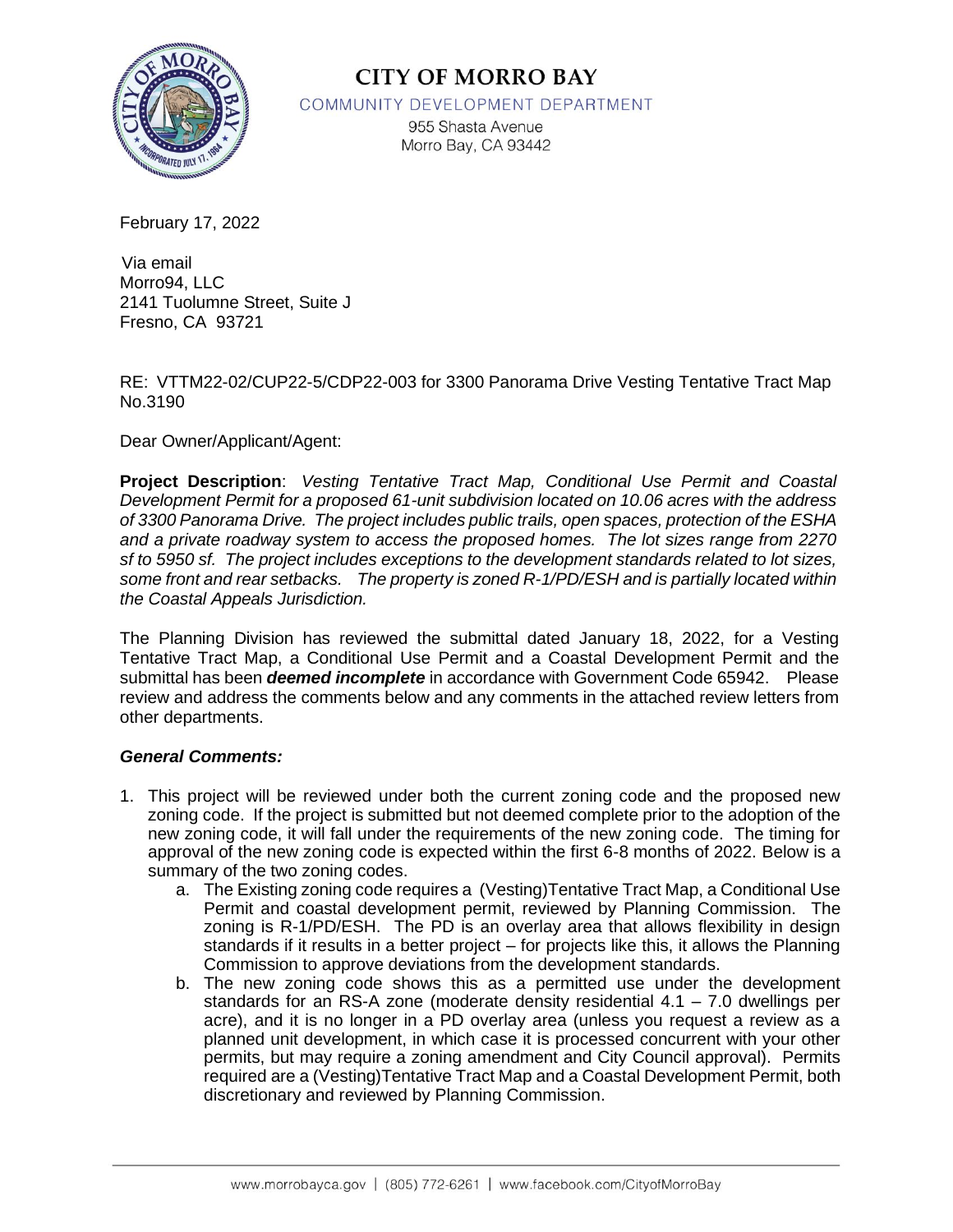# CITY OF MORRO BAY

COMMUNITY DEVELOPMENT DEPARTMENT

955 Shasta Avenue
Morro Bay, CA 93442

February 17, 2022

Via email
Morro94, LLC
2141 Tuolumne Street, Suite J
Fresno, CA 93721

RE: VTTM22-02/CUP22-5/CDP22-003 for 3300 Panorama Drive Vesting Tentative Tract Map No.3190

Dear Owner/Applicant/Agent:

**Project Description**: *Vesting Tentative Tract Map, Conditional Use Permit and Coastal Development Permit for a proposed 61-unit subdivision located on 10.06 acres with the address of 3300 Panorama Drive. The project includes public trails, open spaces, protection of the ESHA and a private roadway system to access the proposed homes. The lot sizes range from 2270 sf to 5950 sf. The project includes exceptions to the development standards related to lot sizes, some front and rear setbacks. The property is zoned R-1/PD/ESH and is partially located within the Coastal Appeals Jurisdiction.*

The Planning Division has reviewed the submittal dated January 18, 2022, for a Vesting Tentative Tract Map, a Conditional Use Permit and a Coastal Development Permit and the submittal has been ***deemed incomplete*** in accordance with Government Code 65942. Please review and address the comments below and any comments in the attached review letters from other departments.

***General Comments:***

1. This project will be reviewed under both the current zoning code and the proposed new zoning code. If the project is submitted but not deemed complete prior to the adoption of the new zoning code, it will fall under the requirements of the new zoning code. The timing for approval of the new zoning code is expected within the first 6-8 months of 2022. Below is a summary of the two zoning codes.
   a. The Existing zoning code requires a (Vesting)Tentative Tract Map, a Conditional Use Permit and coastal development permit, reviewed by Planning Commission. The zoning is R-1/PD/ESH. The PD is an overlay area that allows flexibility in design standards if it results in a better project – for projects like this, it allows the Planning Commission to approve deviations from the development standards.
   b. The new zoning code shows this as a permitted use under the development standards for an RS-A zone (moderate density residential 4.1 – 7.0 dwellings per acre), and it is no longer in a PD overlay area (unless you request a review as a planned unit development, in which case it is processed concurrent with your other permits, but may require a zoning amendment and City Council approval). Permits required are a (Vesting)Tentative Tract Map and a Coastal Development Permit, both discretionary and reviewed by Planning Commission.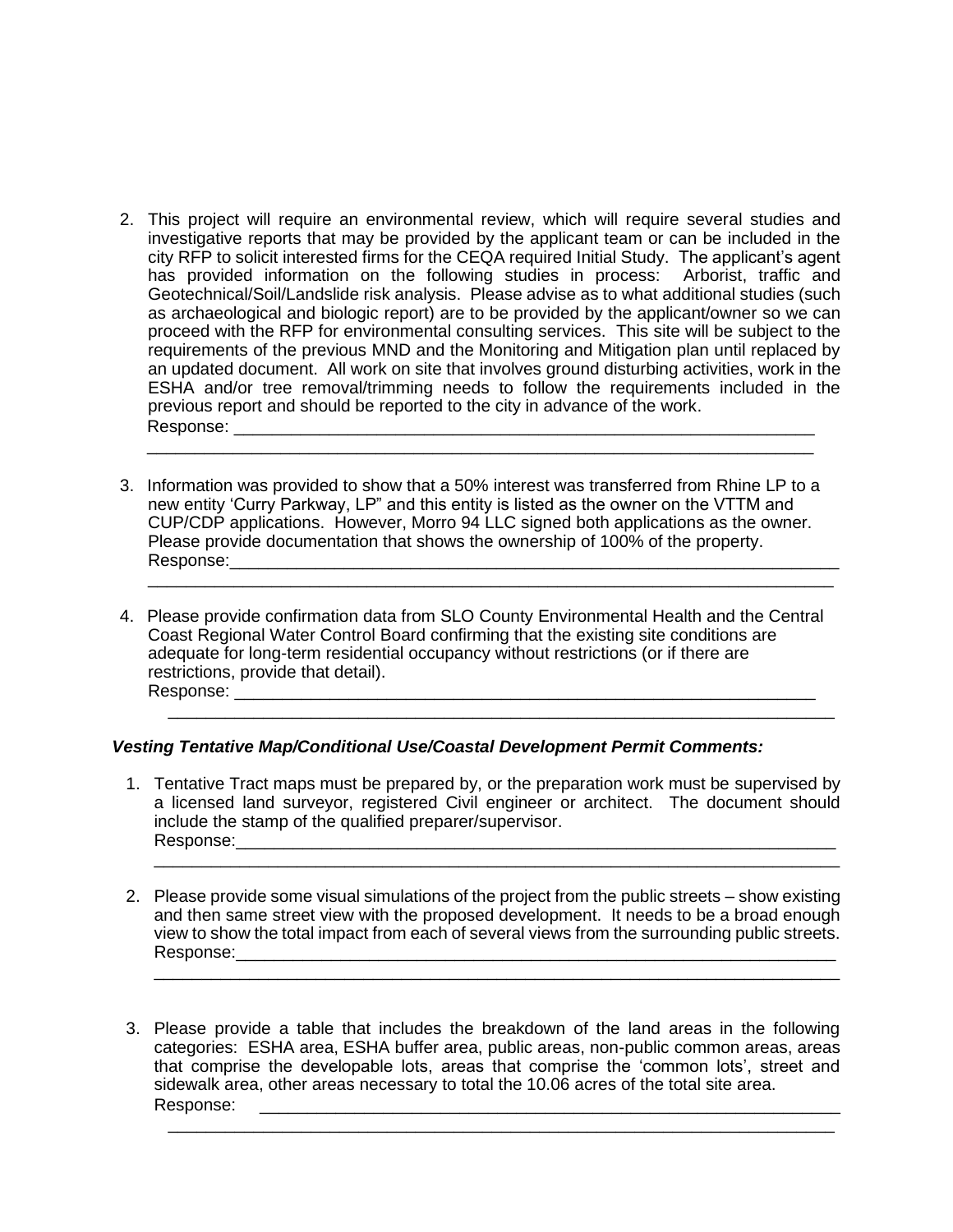2. This project will require an environmental review, which will require several studies and investigative reports that may be provided by the applicant team or can be included in the city RFP to solicit interested firms for the CEQA required Initial Study. The applicant's agent has provided information on the following studies in process: Arborist, traffic and Geotechnical/Soil/Landslide risk analysis. Please advise as to what additional studies (such as archaeological and biologic report) are to be provided by the applicant/owner so we can proceed with the RFP for environmental consulting services. This site will be subject to the requirements of the previous MND and the Monitoring and Mitigation plan until replaced by an updated document. All work on site that involves ground disturbing activities, work in the ESHA and/or tree removal/trimming needs to follow the requirements included in the previous report and should be reported to the city in advance of the work.
   Response: ________________________________________________________________
   ________________________________________________________________________

3. Information was provided to show that a 50% interest was transferred from Rhine LP to a new entity 'Curry Parkway, LP" and this entity is listed as the owner on the VTTM and CUP/CDP applications. However, Morro 94 LLC signed both applications as the owner. Please provide documentation that shows the ownership of 100% of the property.
   Response:_________________________________________________________________
   ________________________________________________________________________

4. Please provide confirmation data from SLO County Environmental Health and the Central Coast Regional Water Control Board confirming that the existing site conditions are adequate for long-term residential occupancy without restrictions (or if there are restrictions, provide that detail).
   Response: ________________________________________________________________
   ________________________________________________________________________

***Vesting Tentative Map/Conditional Use/Coastal Development Permit Comments:***

1. Tentative Tract maps must be prepared by, or the preparation work must be supervised by a licensed land surveyor, registered Civil engineer or architect. The document should include the stamp of the qualified preparer/supervisor.
   Response:_________________________________________________________________
   ________________________________________________________________________

2. Please provide some visual simulations of the project from the public streets – show existing and then same street view with the proposed development. It needs to be a broad enough view to show the total impact from each of several views from the surrounding public streets.
   Response:_________________________________________________________________
   ________________________________________________________________________

3. Please provide a table that includes the breakdown of the land areas in the following categories: ESHA area, ESHA buffer area, public areas, non-public common areas, areas that comprise the developable lots, areas that comprise the 'common lots', street and sidewalk area, other areas necessary to total the 10.06 acres of the total site area.
   Response: ________________________________________________________________
   ________________________________________________________________________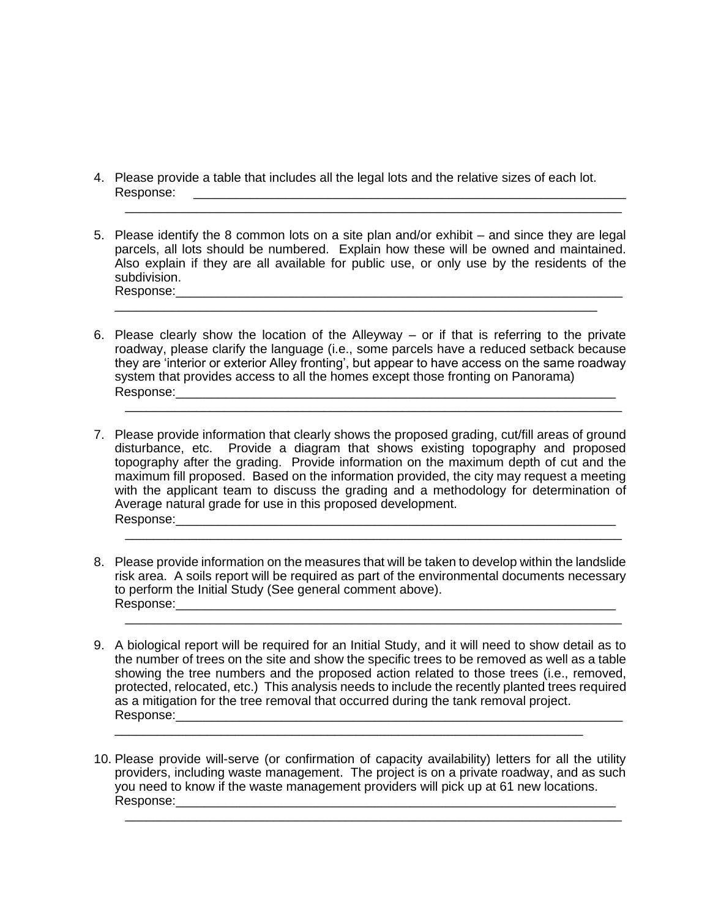4. Please provide a table that includes all the legal lots and the relative sizes of each lot.
   Response: ________________________________________________________________
   ________________________________________________________________________

5. Please identify the 8 common lots on a site plan and/or exhibit – and since they are legal parcels, all lots should be numbered. Explain how these will be owned and maintained. Also explain if they are all available for public use, or only use by the residents of the subdivision.
   Response:________________________________________________________________
   ______________________________________________________________________

6. Please clearly show the location of the Alleyway – or if that is referring to the private roadway, please clarify the language (i.e., some parcels have a reduced setback because they are 'interior or exterior Alley fronting', but appear to have access on the same roadway system that provides access to all the homes except those fronting on Panorama)
   Response:________________________________________________________________
   ________________________________________________________________________

7. Please provide information that clearly shows the proposed grading, cut/fill areas of ground disturbance, etc. Provide a diagram that shows existing topography and proposed topography after the grading. Provide information on the maximum depth of cut and the maximum fill proposed. Based on the information provided, the city may request a meeting with the applicant team to discuss the grading and a methodology for determination of Average natural grade for use in this proposed development.
   Response:________________________________________________________________
   ________________________________________________________________________

8. Please provide information on the measures that will be taken to develop within the landslide risk area. A soils report will be required as part of the environmental documents necessary to perform the Initial Study (See general comment above).
   Response:________________________________________________________________
   ________________________________________________________________________

9. A biological report will be required for an Initial Study, and it will need to show detail as to the number of trees on the site and show the specific trees to be removed as well as a table showing the tree numbers and the proposed action related to those trees (i.e., removed, protected, relocated, etc.) This analysis needs to include the recently planted trees required as a mitigation for the tree removal that occurred during the tank removal project.
   Response:________________________________________________________________
   ______________________________________________________________________

10. Please provide will-serve (or confirmation of capacity availability) letters for all the utility providers, including waste management. The project is on a private roadway, and as such you need to know if the waste management providers will pick up at 61 new locations.
    Response:________________________________________________________________
    ________________________________________________________________________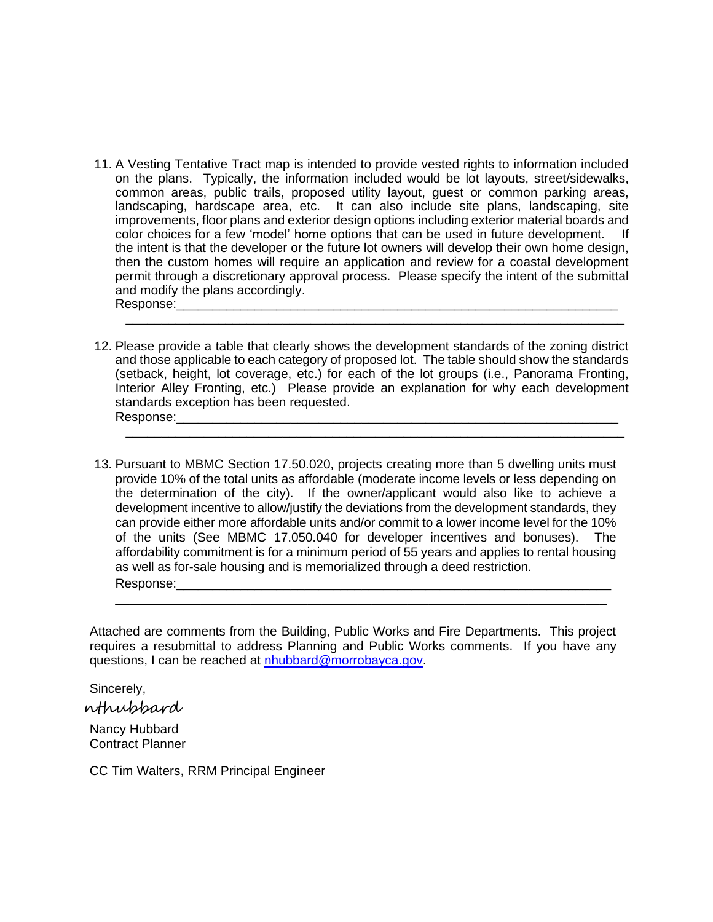11. A Vesting Tentative Tract map is intended to provide vested rights to information included on the plans. Typically, the information included would be lot layouts, street/sidewalks, common areas, public trails, proposed utility layout, guest or common parking areas, landscaping, hardscape area, etc. It can also include site plans, landscaping, site improvements, floor plans and exterior design options including exterior material boards and color choices for a few 'model' home options that can be used in future development. If the intent is that the developer or the future lot owners will develop their own home design, then the custom homes will require an application and review for a coastal development permit through a discretionary approval process. Please specify the intent of the submittal and modify the plans accordingly.
    Response:________________________________________________________________
    ________________________________________________________________________

12. Please provide a table that clearly shows the development standards of the zoning district and those applicable to each category of proposed lot. The table should show the standards (setback, height, lot coverage, etc.) for each of the lot groups (i.e., Panorama Fronting, Interior Alley Fronting, etc.) Please provide an explanation for why each development standards exception has been requested.
    Response:________________________________________________________________
    ________________________________________________________________________

13. Pursuant to MBMC Section 17.50.020, projects creating more than 5 dwelling units must provide 10% of the total units as affordable (moderate income levels or less depending on the determination of the city). If the owner/applicant would also like to achieve a development incentive to allow/justify the deviations from the development standards, they can provide either more affordable units and/or commit to a lower income level for the 10% of the units (See MBMC 17.050.040 for developer incentives and bonuses). The affordability commitment is for a minimum period of 55 years and applies to rental housing as well as for-sale housing and is memorialized through a deed restriction.
    Response:________________________________________________________________
    ________________________________________________________________________

Attached are comments from the Building, Public Works and Fire Departments. This project requires a resubmittal to address Planning and Public Works comments. If you have any questions, I can be reached at nhubbard@morrobayca.gov.

Sincerely,

nthubbard

Nancy Hubbard
Contract Planner

CC Tim Walters, RRM Principal Engineer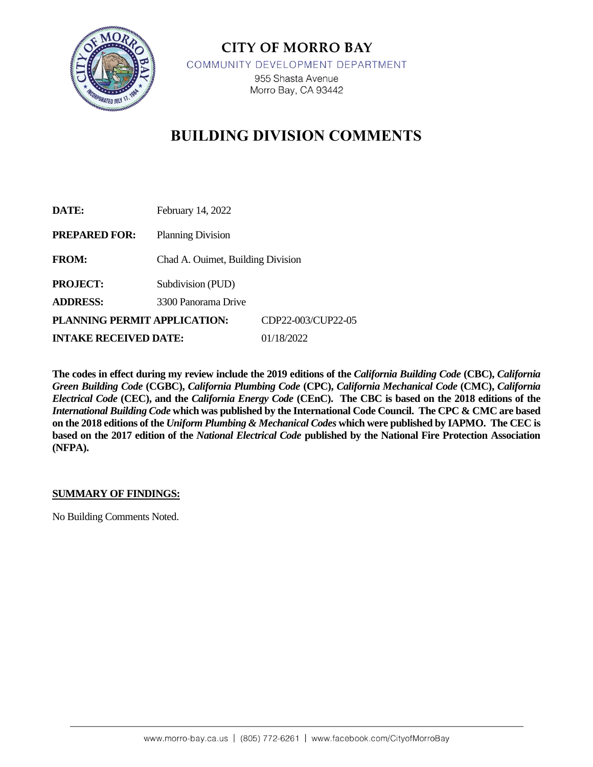# CITY OF MORRO BAY

COMMUNITY DEVELOPMENT DEPARTMENT

955 Shasta Avenue
Morro Bay, CA 93442

# BUILDING DIVISION COMMENTS

**DATE:** February 14, 2022

**PREPARED FOR:** Planning Division

**FROM:** Chad A. Ouimet, Building Division

**PROJECT:** Subdivision (PUD)

**ADDRESS:** 3300 Panorama Drive

**PLANNING PERMIT APPLICATION:** CDP22-003/CUP22-05

**INTAKE RECEIVED DATE:** 01/18/2022

**The codes in effect during my review include the 2019 editions of the *California Building Code* (CBC), *California Green Building Code* (CGBC), *California Plumbing Code* (CPC), *California Mechanical Code* (CMC), *California Electrical Code* (CEC), and the *California Energy Code* (CEnC). The CBC is based on the 2018 editions of the *International Building Code* which was published by the International Code Council. The CPC & CMC are based on the 2018 editions of the *Uniform Plumbing & Mechanical Codes* which were published by IAPMO. The CEC is based on the 2017 edition of the *National Electrical Code* published by the National Fire Protection Association (NFPA).**

**SUMMARY OF FINDINGS:**

No Building Comments Noted.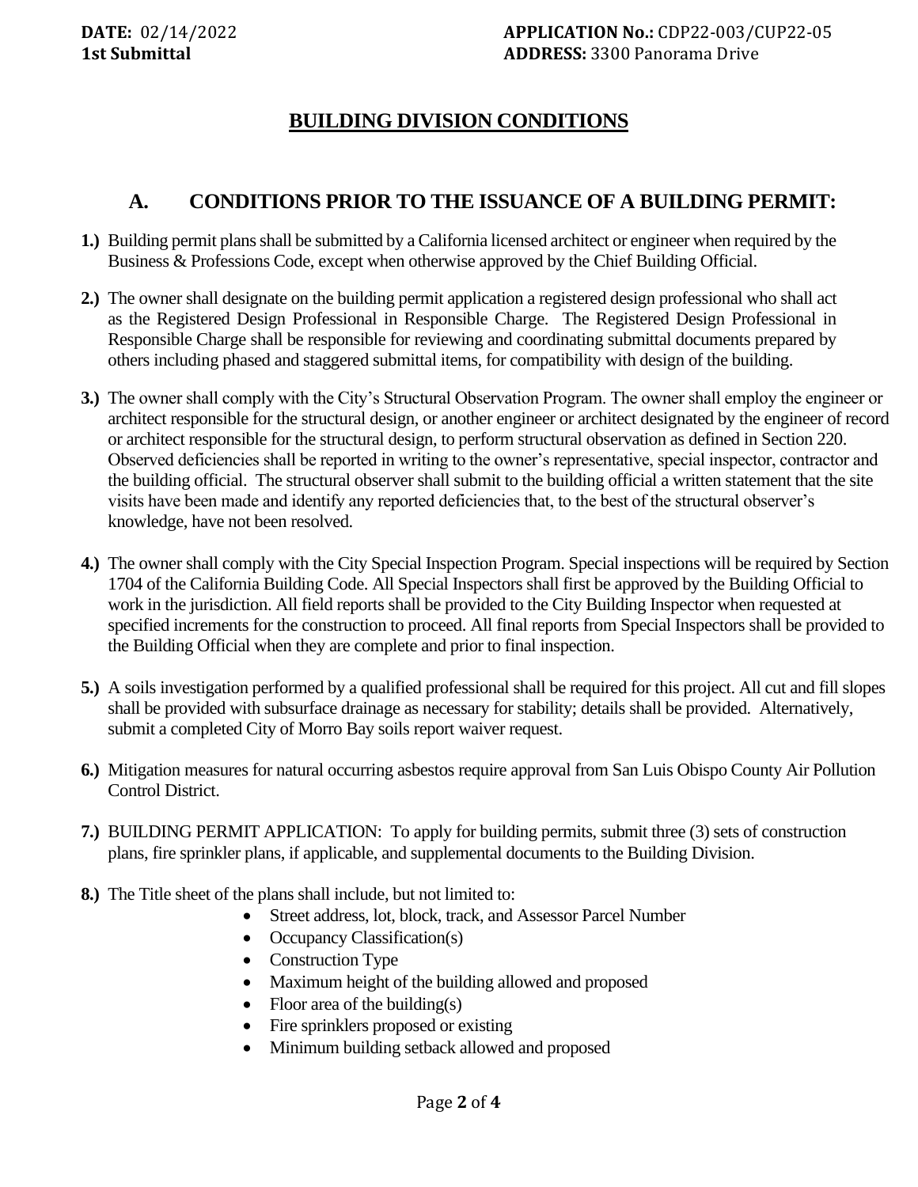**DATE:** 02/14/2022 **APPLICATION No.:** CDP22-003/CUP22-05
**1st Submittal** **ADDRESS:** 3300 Panorama Drive

# BUILDING DIVISION CONDITIONS

## A. CONDITIONS PRIOR TO THE ISSUANCE OF A BUILDING PERMIT:

**1.)** Building permit plans shall be submitted by a California licensed architect or engineer when required by the Business & Professions Code, except when otherwise approved by the Chief Building Official.

**2.)** The owner shall designate on the building permit application a registered design professional who shall act as the Registered Design Professional in Responsible Charge. The Registered Design Professional in Responsible Charge shall be responsible for reviewing and coordinating submittal documents prepared by others including phased and staggered submittal items, for compatibility with design of the building.

**3.)** The owner shall comply with the City's Structural Observation Program. The owner shall employ the engineer or architect responsible for the structural design, or another engineer or architect designated by the engineer of record or architect responsible for the structural design, to perform structural observation as defined in Section 220. Observed deficiencies shall be reported in writing to the owner's representative, special inspector, contractor and the building official. The structural observer shall submit to the building official a written statement that the site visits have been made and identify any reported deficiencies that, to the best of the structural observer's knowledge, have not been resolved.

**4.)** The owner shall comply with the City Special Inspection Program. Special inspections will be required by Section 1704 of the California Building Code. All Special Inspectors shall first be approved by the Building Official to work in the jurisdiction. All field reports shall be provided to the City Building Inspector when requested at specified increments for the construction to proceed. All final reports from Special Inspectors shall be provided to the Building Official when they are complete and prior to final inspection.

**5.)** A soils investigation performed by a qualified professional shall be required for this project. All cut and fill slopes shall be provided with subsurface drainage as necessary for stability; details shall be provided. Alternatively, submit a completed City of Morro Bay soils report waiver request.

**6.)** Mitigation measures for natural occurring asbestos require approval from San Luis Obispo County Air Pollution Control District.

**7.)** BUILDING PERMIT APPLICATION: To apply for building permits, submit three (3) sets of construction plans, fire sprinkler plans, if applicable, and supplemental documents to the Building Division.

**8.)** The Title sheet of the plans shall include, but not limited to:

- Street address, lot, block, track, and Assessor Parcel Number
- Occupancy Classification(s)
- Construction Type
- Maximum height of the building allowed and proposed
- Floor area of the building(s)
- Fire sprinklers proposed or existing
- Minimum building setback allowed and proposed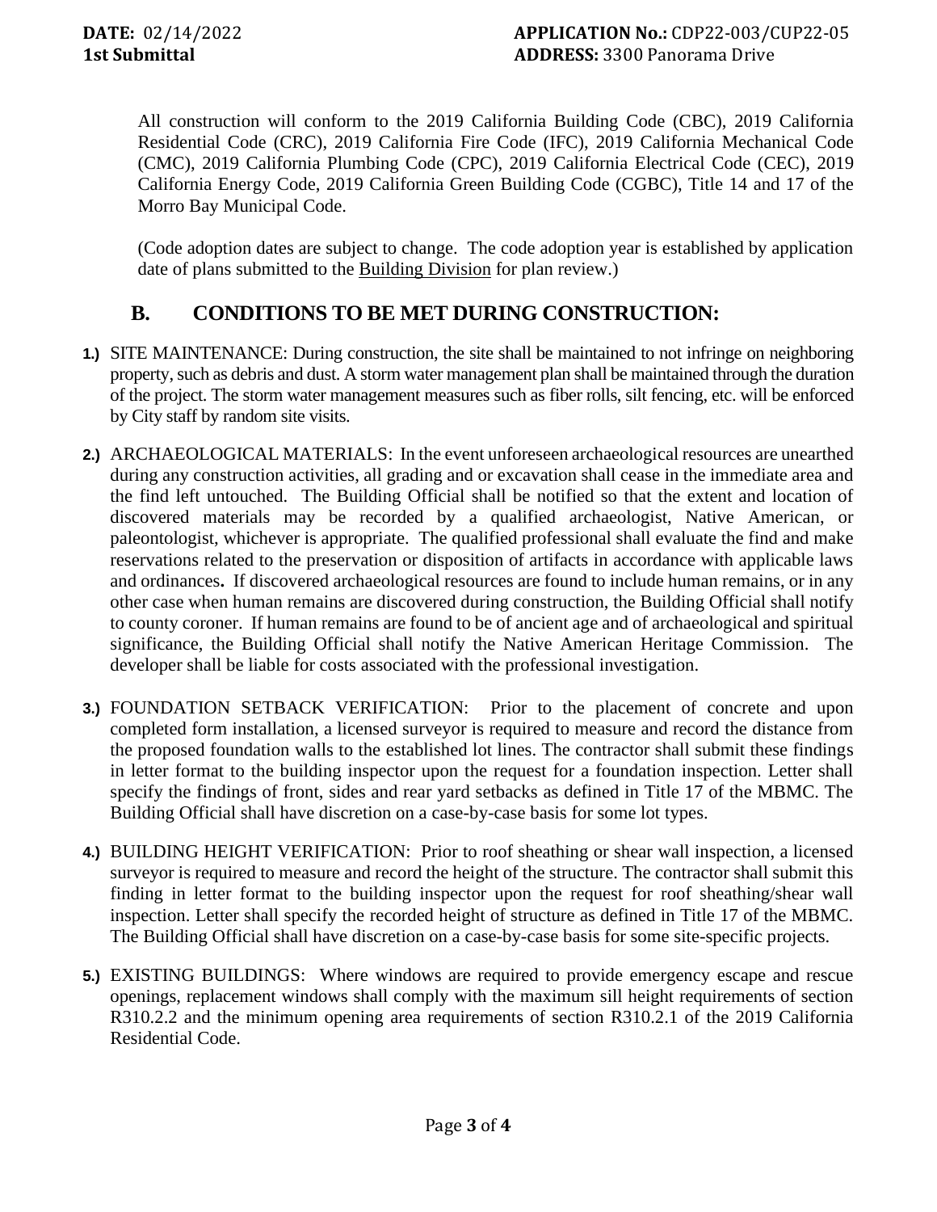All construction will conform to the 2019 California Building Code (CBC), 2019 California Residential Code (CRC), 2019 California Fire Code (IFC), 2019 California Mechanical Code (CMC), 2019 California Plumbing Code (CPC), 2019 California Electrical Code (CEC), 2019 California Energy Code, 2019 California Green Building Code (CGBC), Title 14 and 17 of the Morro Bay Municipal Code.

(Code adoption dates are subject to change. The code adoption year is established by application date of plans submitted to the Building Division for plan review.)

## B. CONDITIONS TO BE MET DURING CONSTRUCTION:

**1.)** SITE MAINTENANCE: During construction, the site shall be maintained to not infringe on neighboring property, such as debris and dust. A storm water management plan shall be maintained through the duration of the project. The storm water management measures such as fiber rolls, silt fencing, etc. will be enforced by City staff by random site visits.

**2.)** ARCHAEOLOGICAL MATERIALS: In the event unforeseen archaeological resources are unearthed during any construction activities, all grading and or excavation shall cease in the immediate area and the find left untouched. The Building Official shall be notified so that the extent and location of discovered materials may be recorded by a qualified archaeologist, Native American, or paleontologist, whichever is appropriate. The qualified professional shall evaluate the find and make reservations related to the preservation or disposition of artifacts in accordance with applicable laws and ordinances**.** If discovered archaeological resources are found to include human remains, or in any other case when human remains are discovered during construction, the Building Official shall notify to county coroner. If human remains are found to be of ancient age and of archaeological and spiritual significance, the Building Official shall notify the Native American Heritage Commission. The developer shall be liable for costs associated with the professional investigation.

**3.)** FOUNDATION SETBACK VERIFICATION: Prior to the placement of concrete and upon completed form installation, a licensed surveyor is required to measure and record the distance from the proposed foundation walls to the established lot lines. The contractor shall submit these findings in letter format to the building inspector upon the request for a foundation inspection. Letter shall specify the findings of front, sides and rear yard setbacks as defined in Title 17 of the MBMC. The Building Official shall have discretion on a case-by-case basis for some lot types.

**4.)** BUILDING HEIGHT VERIFICATION: Prior to roof sheathing or shear wall inspection, a licensed surveyor is required to measure and record the height of the structure. The contractor shall submit this finding in letter format to the building inspector upon the request for roof sheathing/shear wall inspection. Letter shall specify the recorded height of structure as defined in Title 17 of the MBMC. The Building Official shall have discretion on a case-by-case basis for some site-specific projects.

**5.)** EXISTING BUILDINGS: Where windows are required to provide emergency escape and rescue openings, replacement windows shall comply with the maximum sill height requirements of section R310.2.2 and the minimum opening area requirements of section R310.2.1 of the 2019 California Residential Code.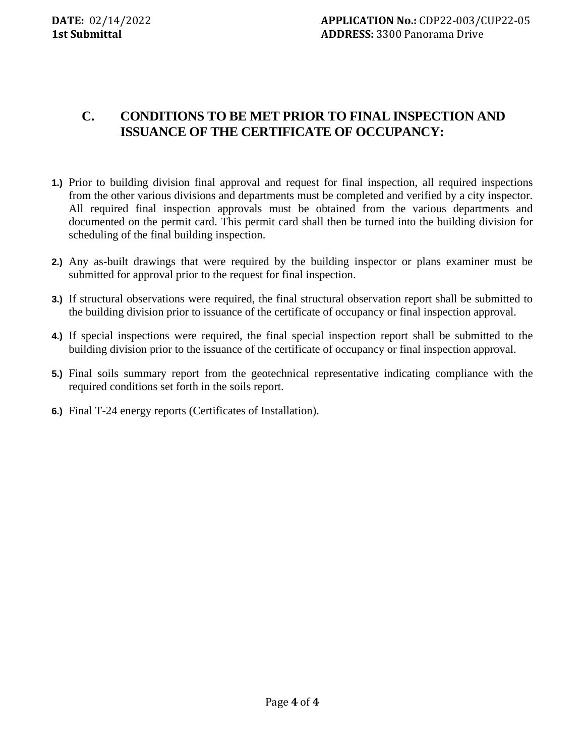**DATE:** 02/14/2022
**1st Submittal**

**APPLICATION No.:** CDP22-003/CUP22-05
**ADDRESS:** 3300 Panorama Drive

## C. CONDITIONS TO BE MET PRIOR TO FINAL INSPECTION AND ISSUANCE OF THE CERTIFICATE OF OCCUPANCY:

**1.)** Prior to building division final approval and request for final inspection, all required inspections from the other various divisions and departments must be completed and verified by a city inspector. All required final inspection approvals must be obtained from the various departments and documented on the permit card. This permit card shall then be turned into the building division for scheduling of the final building inspection.

**2.)** Any as-built drawings that were required by the building inspector or plans examiner must be submitted for approval prior to the request for final inspection.

**3.)** If structural observations were required, the final structural observation report shall be submitted to the building division prior to issuance of the certificate of occupancy or final inspection approval.

**4.)** If special inspections were required, the final special inspection report shall be submitted to the building division prior to the issuance of the certificate of occupancy or final inspection approval.

**5.)** Final soils summary report from the geotechnical representative indicating compliance with the required conditions set forth in the soils report.

**6.)** Final T-24 energy reports (Certificates of Installation).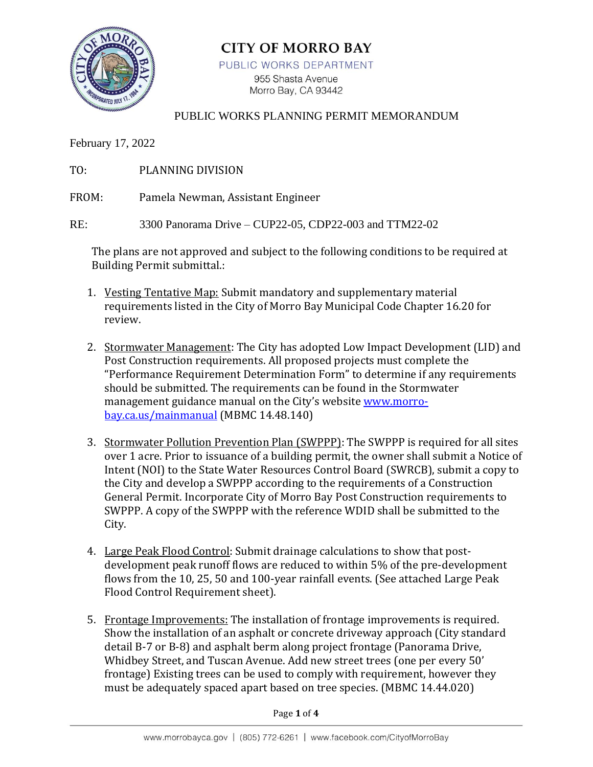# CITY OF MORRO BAY

PUBLIC WORKS DEPARTMENT

955 Shasta Avenue
Morro Bay, CA 93442

## PUBLIC WORKS PLANNING PERMIT MEMORANDUM

February 17, 2022

TO: PLANNING DIVISION

FROM: Pamela Newman, Assistant Engineer

RE: 3300 Panorama Drive – CUP22-05, CDP22-003 and TTM22-02

The plans are not approved and subject to the following conditions to be required at Building Permit submittal.:

1. Vesting Tentative Map: Submit mandatory and supplementary material requirements listed in the City of Morro Bay Municipal Code Chapter 16.20 for review.

2. Stormwater Management: The City has adopted Low Impact Development (LID) and Post Construction requirements. All proposed projects must complete the "Performance Requirement Determination Form" to determine if any requirements should be submitted. The requirements can be found in the Stormwater management guidance manual on the City's website www.morro-bay.ca.us/mainmanual (MBMC 14.48.140)

3. Stormwater Pollution Prevention Plan (SWPPP): The SWPPP is required for all sites over 1 acre. Prior to issuance of a building permit, the owner shall submit a Notice of Intent (NOI) to the State Water Resources Control Board (SWRCB), submit a copy to the City and develop a SWPPP according to the requirements of a Construction General Permit. Incorporate City of Morro Bay Post Construction requirements to SWPPP. A copy of the SWPPP with the reference WDID shall be submitted to the City.

4. Large Peak Flood Control: Submit drainage calculations to show that post-development peak runoff flows are reduced to within 5% of the pre-development flows from the 10, 25, 50 and 100-year rainfall events. (See attached Large Peak Flood Control Requirement sheet).

5. Frontage Improvements: The installation of frontage improvements is required. Show the installation of an asphalt or concrete driveway approach (City standard detail B-7 or B-8) and asphalt berm along project frontage (Panorama Drive, Whidbey Street, and Tuscan Avenue. Add new street trees (one per every 50' frontage) Existing trees can be used to comply with requirement, however they must be adequately spaced apart based on tree species. (MBMC 14.44.020)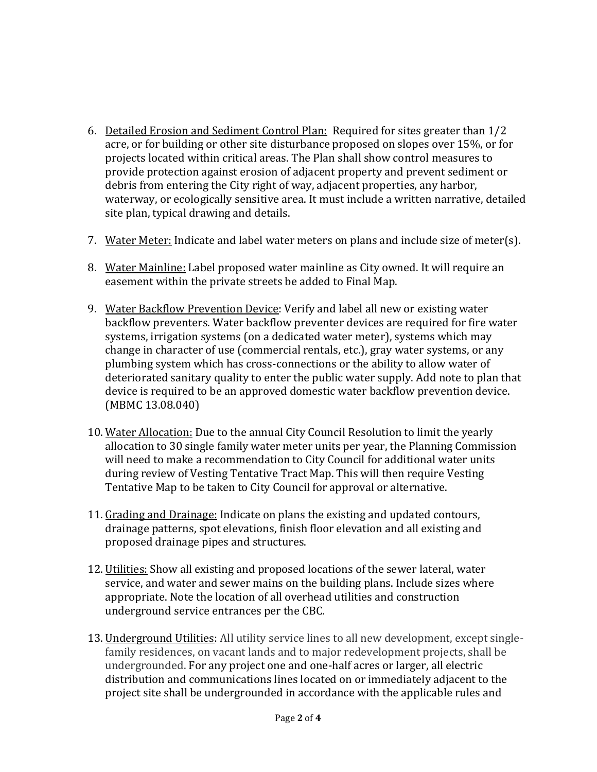6. Detailed Erosion and Sediment Control Plan: Required for sites greater than 1/2 acre, or for building or other site disturbance proposed on slopes over 15%, or for projects located within critical areas. The Plan shall show control measures to provide protection against erosion of adjacent property and prevent sediment or debris from entering the City right of way, adjacent properties, any harbor, waterway, or ecologically sensitive area. It must include a written narrative, detailed site plan, typical drawing and details.

7. Water Meter: Indicate and label water meters on plans and include size of meter(s).

8. Water Mainline: Label proposed water mainline as City owned. It will require an easement within the private streets be added to Final Map.

9. Water Backflow Prevention Device: Verify and label all new or existing water backflow preventers. Water backflow preventer devices are required for fire water systems, irrigation systems (on a dedicated water meter), systems which may change in character of use (commercial rentals, etc.), gray water systems, or any plumbing system which has cross-connections or the ability to allow water of deteriorated sanitary quality to enter the public water supply. Add note to plan that device is required to be an approved domestic water backflow prevention device. (MBMC 13.08.040)

10. Water Allocation: Due to the annual City Council Resolution to limit the yearly allocation to 30 single family water meter units per year, the Planning Commission will need to make a recommendation to City Council for additional water units during review of Vesting Tentative Tract Map. This will then require Vesting Tentative Map to be taken to City Council for approval or alternative.

11. Grading and Drainage: Indicate on plans the existing and updated contours, drainage patterns, spot elevations, finish floor elevation and all existing and proposed drainage pipes and structures.

12. Utilities: Show all existing and proposed locations of the sewer lateral, water service, and water and sewer mains on the building plans. Include sizes where appropriate. Note the location of all overhead utilities and construction underground service entrances per the CBC.

13. Underground Utilities: All utility service lines to all new development, except single-family residences, on vacant lands and to major redevelopment projects, shall be undergrounded. For any project one and one-half acres or larger, all electric distribution and communications lines located on or immediately adjacent to the project site shall be undergrounded in accordance with the applicable rules and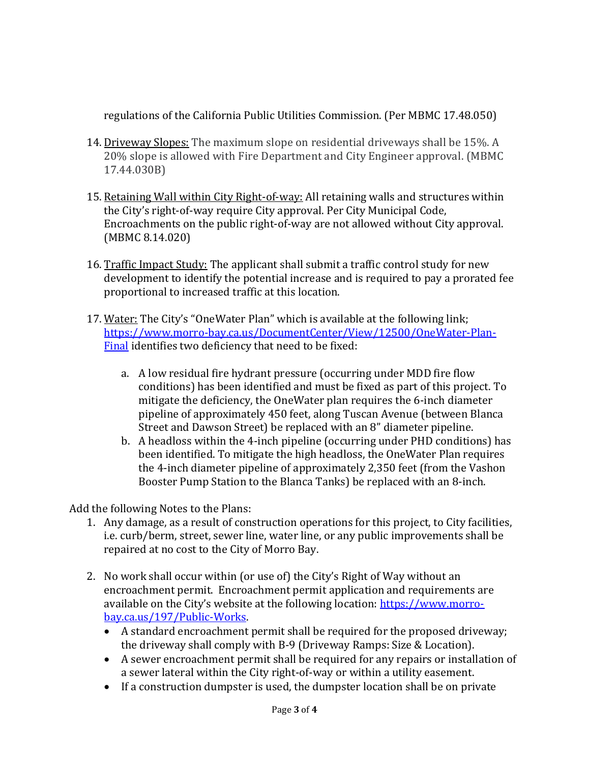regulations of the California Public Utilities Commission. (Per MBMC 17.48.050)

14. Driveway Slopes: The maximum slope on residential driveways shall be 15%. A 20% slope is allowed with Fire Department and City Engineer approval. (MBMC 17.44.030B)

15. Retaining Wall within City Right-of-way: All retaining walls and structures within the City's right-of-way require City approval. Per City Municipal Code, Encroachments on the public right-of-way are not allowed without City approval. (MBMC 8.14.020)

16. Traffic Impact Study: The applicant shall submit a traffic control study for new development to identify the potential increase and is required to pay a prorated fee proportional to increased traffic at this location.

17. Water: The City's "OneWater Plan" which is available at the following link; [https://www.morro-bay.ca.us/DocumentCenter/View/12500/OneWater-Plan-Final](https://www.morro-bay.ca.us/DocumentCenter/View/12500/OneWater-Plan-Final) identifies two deficiency that need to be fixed:

    a. A low residual fire hydrant pressure (occurring under MDD fire flow conditions) has been identified and must be fixed as part of this project. To mitigate the deficiency, the OneWater plan requires the 6-inch diameter pipeline of approximately 450 feet, along Tuscan Avenue (between Blanca Street and Dawson Street) be replaced with an 8" diameter pipeline.
    b. A headloss within the 4-inch pipeline (occurring under PHD conditions) has been identified. To mitigate the high headloss, the OneWater Plan requires the 4-inch diameter pipeline of approximately 2,350 feet (from the Vashon Booster Pump Station to the Blanca Tanks) be replaced with an 8-inch.

Add the following Notes to the Plans:

1. Any damage, as a result of construction operations for this project, to City facilities, i.e. curb/berm, street, sewer line, water line, or any public improvements shall be repaired at no cost to the City of Morro Bay.

2. No work shall occur within (or use of) the City's Right of Way without an encroachment permit. Encroachment permit application and requirements are available on the City's website at the following location: [https://www.morro-bay.ca.us/197/Public-Works](https://www.morro-bay.ca.us/197/Public-Works).
    - A standard encroachment permit shall be required for the proposed driveway; the driveway shall comply with B-9 (Driveway Ramps: Size & Location).
    - A sewer encroachment permit shall be required for any repairs or installation of a sewer lateral within the City right-of-way or within a utility easement.
    - If a construction dumpster is used, the dumpster location shall be on private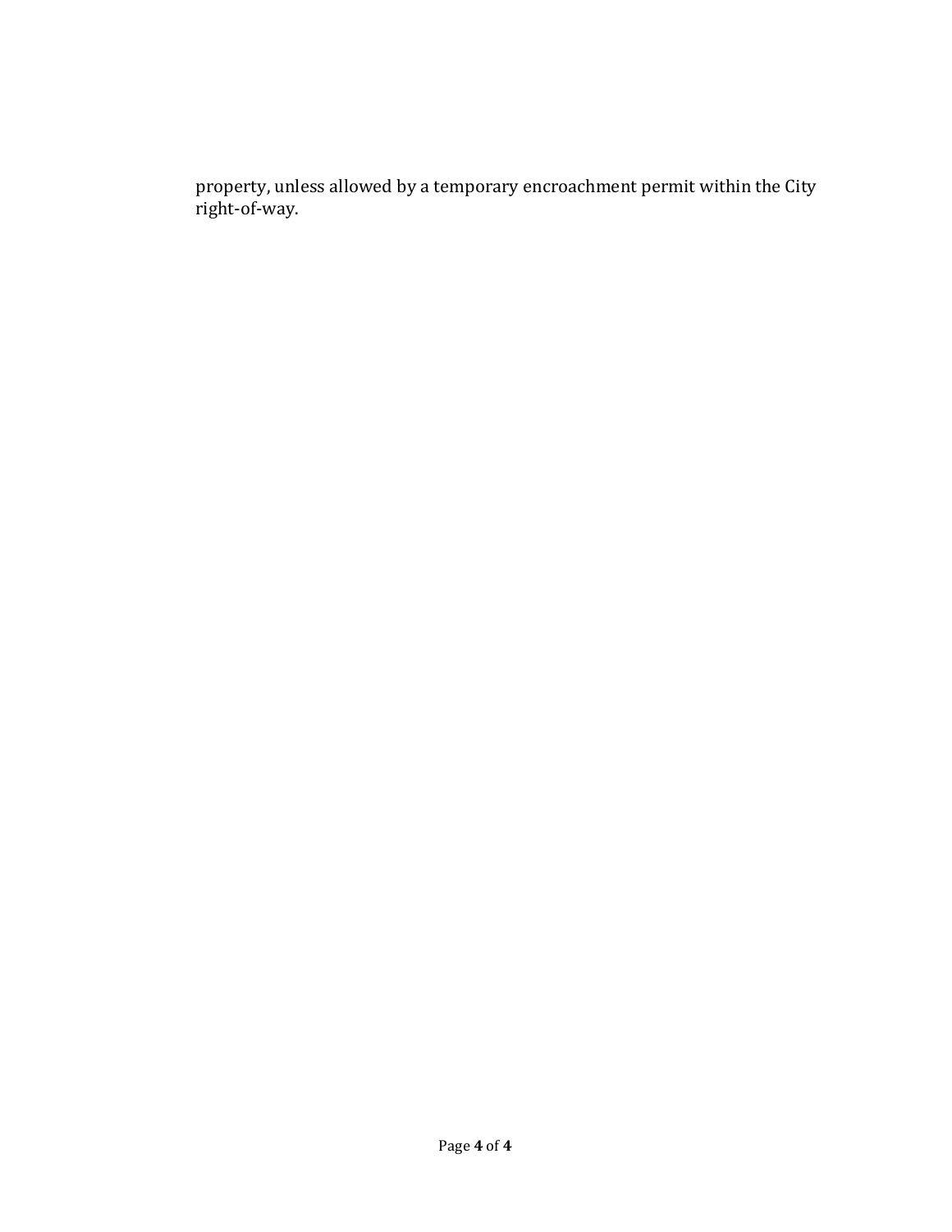property, unless allowed by a temporary encroachment permit within the City right-of-way.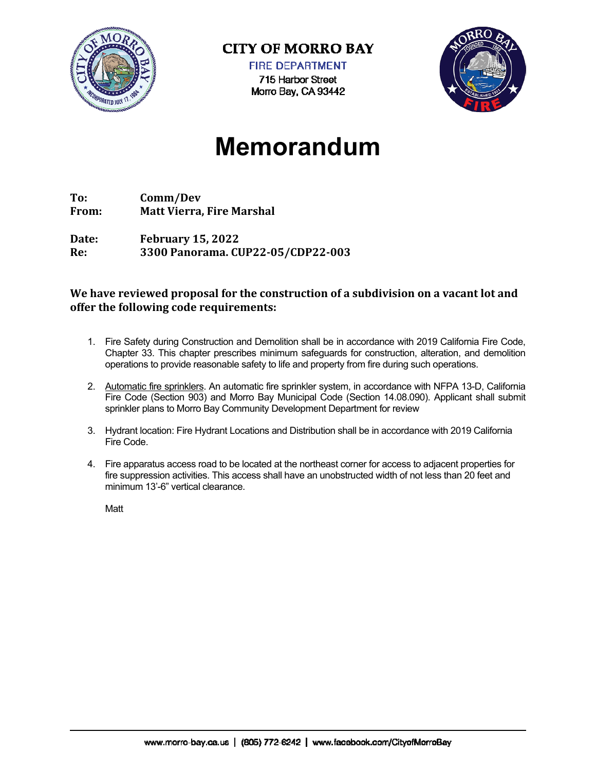CITY OF MORRO BAY

FIRE DEPARTMENT

715 Harbor Street

Morro Bay, CA 93442

# Memorandum

**To:** **Comm/Dev**

**From:** **Matt Vierra, Fire Marshal**

**Date:** **February 15, 2022**

**Re:** **3300 Panorama. CUP22-05/CDP22-003**

**We have reviewed proposal for the construction of a subdivision on a vacant lot and offer the following code requirements:**

1. Fire Safety during Construction and Demolition shall be in accordance with 2019 California Fire Code, Chapter 33. This chapter prescribes minimum safeguards for construction, alteration, and demolition operations to provide reasonable safety to life and property from fire during such operations.

2. Automatic fire sprinklers. An automatic fire sprinkler system, in accordance with NFPA 13-D, California Fire Code (Section 903) and Morro Bay Municipal Code (Section 14.08.090). Applicant shall submit sprinkler plans to Morro Bay Community Development Department for review

3. Hydrant location: Fire Hydrant Locations and Distribution shall be in accordance with 2019 California Fire Code.

4. Fire apparatus access road to be located at the northeast corner for access to adjacent properties for fire suppression activities. This access shall have an unobstructed width of not less than 20 feet and minimum 13'-6" vertical clearance.

Matt